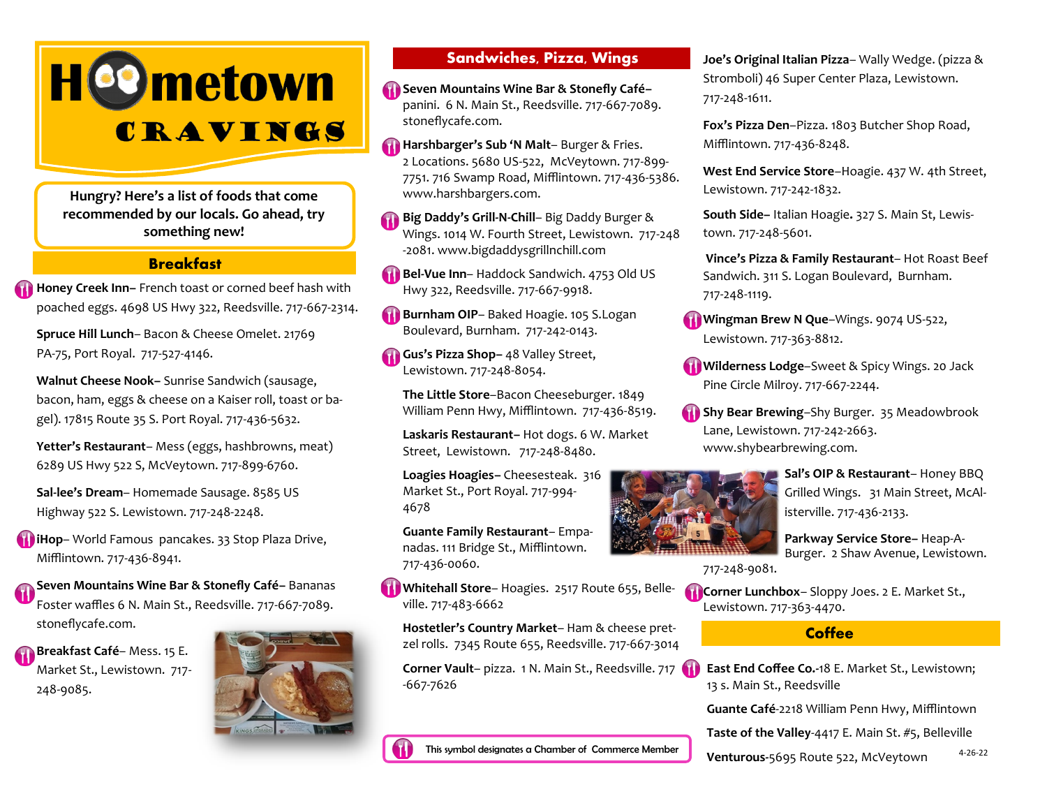# Hometown Cravings

**Hungry? Here's a list of foods that come recommended by our locals. Go ahead, try something new!**

## Breakfast

**Honey Creek Inn–** French toast or corned beef hash with poached eggs. 4698 US Hwy 322, Reedsville. 717-667-2314.

**Spruce Hill Lunch**– Bacon & Cheese Omelet. 21769 PA-75, Port Royal. 717-527-4146.

**Walnut Cheese Nook–** Sunrise Sandwich (sausage, bacon, ham, eggs & cheese on a Kaiser roll, toast or bagel). 17815 Route 35 S. Port Royal. 717-436-5632.

**Yetter's Restaurant**– Mess (eggs, hashbrowns, meat) 6289 US Hwy 522 S, McVeytown. 717-899-6760.

**Sal-lee's Dream**– Homemade Sausage. 8585 US Highway 522 S. Lewistown. 717-248-2248.

**iHop**– World Famous pancakes. 33 Stop Plaza Drive, Mifflintown. 717-436-8941.

**Seven Mountains Wine Bar & Stonefly Café–** Bananas Foster waffles 6 N. Main St., Reedsville. 717-667-7089. stoneflycafe.com.

**Breakfast Café**– Mess. 15 E. Market St., Lewistown. 717-248-9085.

## Sandwiches, Pizza, Wings

**Seven Mountains Wine Bar & Stonefly Café–** panini. 6 N. Main St., Reedsville. 717-667-7089. stoneflycafe.com.

**Harshbarger's Sub 'N Malt**– Burger & Fries. 2 Locations. 5680 US-522, McVeytown. 717-899-7751. 716 Swamp Road, Mifflintown. 717-436-5386. www.harshbargers.com.

**Big Daddy's Grill-N-Chill**– Big Daddy Burger & Wings. 1014 W. Fourth Street, Lewistown. 717-248-2081. www.bigdaddysgrillnchill.com

**Bel-Vue Inn**– Haddock Sandwich. 4753 Old US Hwy 322, Reedsville. 717-667-9918.

**Burnham OIP**– Baked Hoagie. 105 S.Logan Boulevard, Burnham. 717-242-0143.

**Gus's Pizza Shop–** 48 Valley Street, Lewistown. 717-248-8054.

**The Little Store**–Bacon Cheeseburger. 1849 William Penn Hwy, Mifflintown. 717-436-8519.

**Laskaris Restaurant–** Hot dogs. 6 W. Market Street, Lewistown. 717-248-8480.

**Loagies Hoagies–** Cheesesteak. 316 Market St., Port Royal. 717-994-4678

**Guante Family Restaurant**– Empanadas. 111 Bridge St., Mifflintown. 717-436-0060.

**Whitehall Store**– Hoagies. 2517 Route 655, Belleville. 717-483-6662

**Hostetler's Country Market**– Ham & cheese pretzel rolls. 7345 Route 655, Reedsville. 717-667-3014

**Corner Vault**– pizza. 1 N. Main St., Reedsville. 717-667-7626

**Joe's Original Italian Pizza**– Wally Wedge. (pizza & Stromboli) 46 Super Center Plaza, Lewistown. 717-248-1611.

**Fox's Pizza Den**–Pizza. 1803 Butcher Shop Road, Mifflintown. 717-436-8248.

**West End Service Store**–Hoagie. 437 W. 4th Street, Lewistown. 717-242-1832.

**South Side–** Italian Hoagie. 327 S. Main St, Lewistown. 717-248-5601.

**Vince's Pizza & Family Restaurant**– Hot Roast Beef Sandwich. 311 S. Logan Boulevard, Burnham. 717-248-1119.

**Wingman Brew N Que**–Wings. 9074 US-522, Lewistown. 717-363-8812.

**Wilderness Lodge**–Sweet & Spicy Wings. 20 Jack Pine Circle Milroy. 717-667-2244.

**Shy Bear Brewing**–Shy Burger. 35 Meadowbrook Lane, Lewistown. 717-242-2663. www.shybearbrewing.com.

**Sal's OIP & Restaurant**– Honey BBQ Grilled Wings. 31 Main Street, McAlisterville. 717-436-2133.

**Parkway Service Store–** Heap-A-Burger. 2 Shaw Avenue, Lewistown. 717-248-9081.

**Corner Lunchbox**– Sloppy Joes. 2 E. Market St., Lewistown. 717-363-4470.

## Coffee

**East End Coffee Co.**-18 E. Market St., Lewistown; 13 s. Main St., Reedsville

**Guante Café**-2218 William Penn Hwy, Mifflintown

**Taste of the Valley**-4417 E. Main St. #5, Belleville

**Venturous**-5695 Route 522, McVeytown

This symbol designates a Chamber of Commerce Member

4-26-22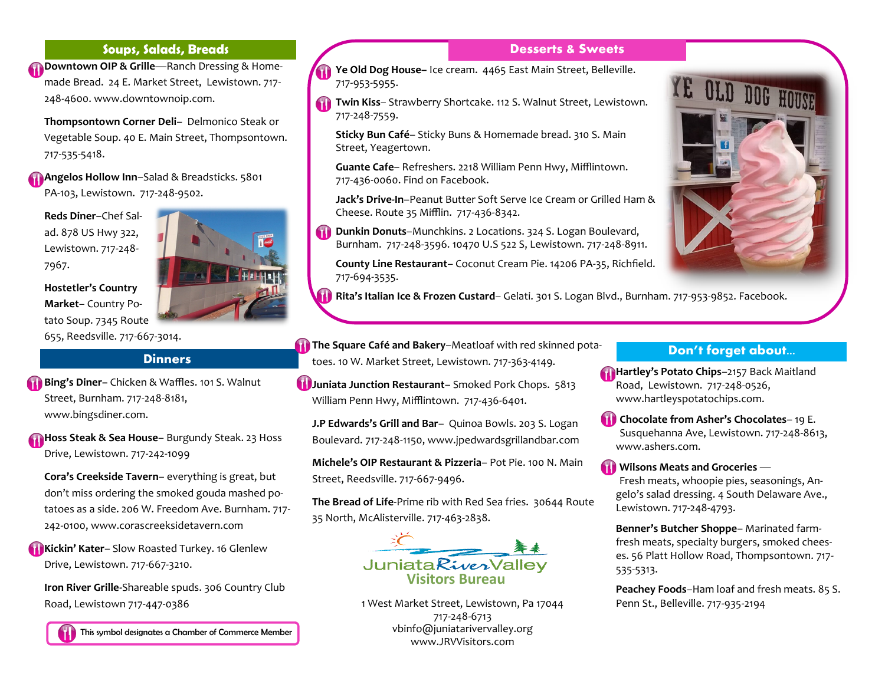## Soups, Salads, Breads

**Downtown OIP & Grille**—Ranch Dressing & Homemade Bread. 24 E. Market Street, Lewistown. 717-248-4600. www.downtownoip.com.

**Thompsontown Corner Deli**– Delmonico Steak or Vegetable Soup. 40 E. Main Street, Thompsontown. 717-535-5418.

**Angelos Hollow Inn**–Salad & Breadsticks. 5801 PA-103, Lewistown. 717-248-9502.

**Reds Diner**–Chef Salad. 878 US Hwy 322, Lewistown. 717-248-7967.

**Hostetler's Country Market**– Country Potato Soup. 7345 Route 655, Reedsville. 717-667-3014.

## Dinners

**Bing's Diner–** Chicken & Waffles. 101 S. Walnut Street, Burnham. 717-248-8181, www.bingsdiner.com.

**Hoss Steak & Sea House**– Burgundy Steak. 23 Hoss Drive, Lewistown. 717-242-1099

**Cora's Creekside Tavern**– everything is great, but don't miss ordering the smoked gouda mashed potatoes as a side. 206 W. Freedom Ave. Burnham. 717-242-0100, www.corascreeksidetavern.com

**Kickin' Kater**– Slow Roasted Turkey. 16 Glenlew Drive, Lewistown. 717-667-3210.

**Iron River Grille**-Shareable spuds. 306 Country Club Road, Lewistown 717-447-0386

**The Square Café and Bakery**–Meatloaf with red skinned potatoes. 10 W. Market Street, Lewistown. 717-363-4149.

**Juniata Junction Restaurant**– Smoked Pork Chops. 5813 William Penn Hwy, Mifflintown. 717-436-6401.

**J.P Edwards's Grill and Bar**– Quinoa Bowls. 203 S. Logan Boulevard. 717-248-1150, www.jpedwardsgrillandbar.com

**Michele's OIP Restaurant & Pizzeria**– Pot Pie. 100 N. Main Street, Reedsville. 717-667-9496.

**The Bread of Life**-Prime rib with Red Sea fries. 30644 Route 35 North, McAlisterville. 717-463-2838.

This symbol designates a Chamber of Commerce Member

## Desserts & Sweets

**Ye Old Dog House–** Ice cream. 4465 East Main Street, Belleville. 717-953-5955.

**Twin Kiss**– Strawberry Shortcake. 112 S. Walnut Street, Lewistown. 717-248-7559.

**Sticky Bun Café**– Sticky Buns & Homemade bread. 310 S. Main Street, Yeagertown.

**Guante Cafe**– Refreshers. 2218 William Penn Hwy, Mifflintown. 717-436-0060. Find on Facebook.

**Jack's Drive-In**–Peanut Butter Soft Serve Ice Cream or Grilled Ham & Cheese. Route 35 Mifflin. 717-436-8342.

**Dunkin Donuts**–Munchkins. 2 Locations. 324 S. Logan Boulevard, Burnham. 717-248-3596. 10470 U.S 522 S, Lewistown. 717-248-8911.

**County Line Restaurant**– Coconut Cream Pie. 14206 PA-35, Richfield. 717-694-3535.

**Rita's Italian Ice & Frozen Custard**– Gelati. 301 S. Logan Blvd., Burnham. 717-953-9852. Facebook.

## Don't forget about...

**Hartley's Potato Chips**–2157 Back Maitland Road, Lewistown. 717-248-0526, www.hartleyspotatochips.com.

**Chocolate from Asher's Chocolates**– 19 E. Susquehanna Ave, Lewistown. 717-248-8613, www.ashers.com.

**Wilsons Meats and Groceries** — Fresh meats, whoopie pies, seasonings, Angelo's salad dressing. 4 South Delaware Ave., Lewistown. 717-248-4793.

**Benner's Butcher Shoppe**– Marinated farm-fresh meats, specialty burgers, smoked cheeses. 56 Platt Hollow Road, Thompsontown. 717-535-5313.

**Peachey Foods**–Ham loaf and fresh meats. 85 S. Penn St., Belleville. 717-935-2194

Juniata River Valley Visitors Bureau

1 West Market Street, Lewistown, Pa 17044
717-248-6713
vbinfo@juniatarivervalley.org
www.JRVVisitors.com